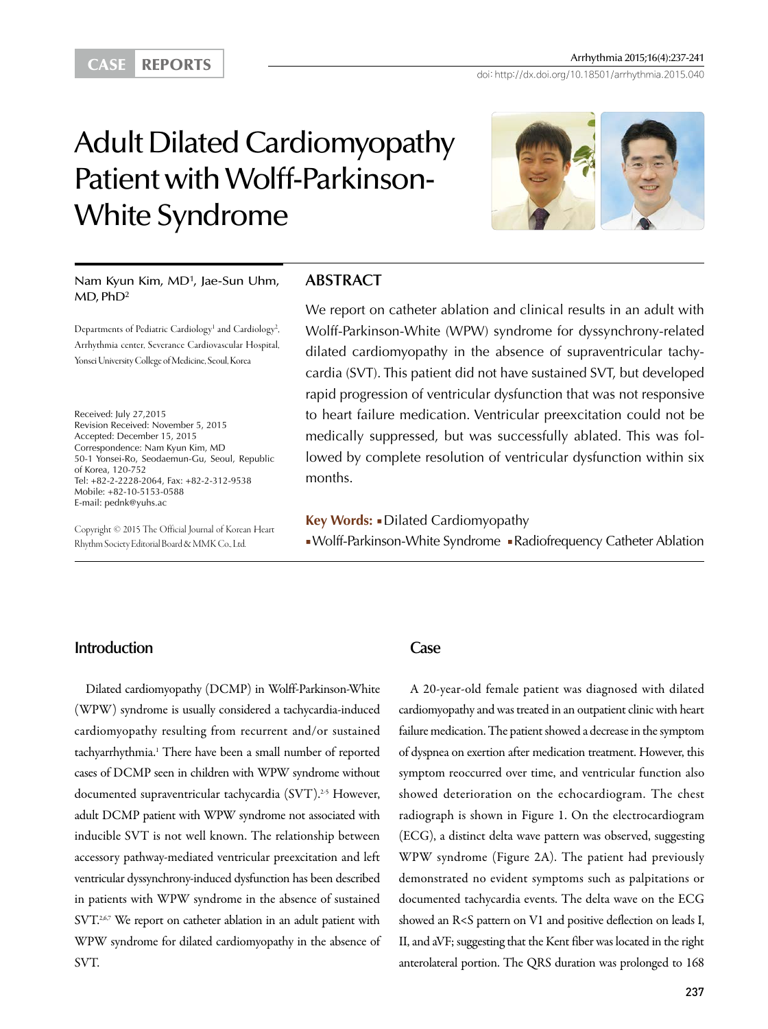CASE REPORTS

# Adult Dilated Cardiomyopathy Patient with Wolff-Parkinson-White Syndrome

Nam Kyun Kim, MD[1], Jae-Sun Uhm, MD, PhD[2]

Departments of Pediatric Cardiology[1] and Cardiology[2], Arrhythmia center, Severance Cardiovascular Hospital, Yonsei University College of Medicine, Seoul, Korea

Received: July 27,2015
Revision Received: November 5, 2015
Accepted: December 15, 2015
Correspondence: Nam Kyun Kim, MD
50-1 Yonsei-Ro, Seodaemun-Gu, Seoul, Republic of Korea, 120-752
Tel: +82-2-2228-2064, Fax: +82-2-312-9538
Mobile: +82-10-5153-0588
E-mail: pednk@yuhs.ac

Copyright © 2015 The Official Journal of Korean Heart Rhythm Society Editorial Board & MMK Co., Ltd.

## ABSTRACT

We report on catheter ablation and clinical results in an adult with Wolff-Parkinson-White (WPW) syndrome for dyssynchrony-related dilated cardiomyopathy in the absence of supraventricular tachycardia (SVT). This patient did not have sustained SVT, but developed rapid progression of ventricular dysfunction that was not responsive to heart failure medication. Ventricular preexcitation could not be medically suppressed, but was successfully ablated. This was followed by complete resolution of ventricular dysfunction within six months.

**Key Words:** ▪Dilated Cardiomyopathy ▪Wolff-Parkinson-White Syndrome ▪Radiofrequency Catheter Ablation

## Introduction

Dilated cardiomyopathy (DCMP) in Wolff-Parkinson-White (WPW) syndrome is usually considered a tachycardia-induced cardiomyopathy resulting from recurrent and/or sustained tachyarrhythmia.[1] There have been a small number of reported cases of DCMP seen in children with WPW syndrome without documented supraventricular tachycardia (SVT).[2-5] However, adult DCMP patient with WPW syndrome not associated with inducible SVT is not well known. The relationship between accessory pathway-mediated ventricular preexcitation and left ventricular dyssynchrony-induced dysfunction has been described in patients with WPW syndrome in the absence of sustained SVT.[2,6,7] We report on catheter ablation in an adult patient with WPW syndrome for dilated cardiomyopathy in the absence of SVT.

## Case

A 20-year-old female patient was diagnosed with dilated cardiomyopathy and was treated in an outpatient clinic with heart failure medication. The patient showed a decrease in the symptom of dyspnea on exertion after medication treatment. However, this symptom reoccurred over time, and ventricular function also showed deterioration on the echocardiogram. The chest radiograph is shown in Figure 1. On the electrocardiogram (ECG), a distinct delta wave pattern was observed, suggesting WPW syndrome (Figure 2A). The patient had previously demonstrated no evident symptoms such as palpitations or documented tachycardia events. The delta wave on the ECG showed an R<S pattern on V1 and positive deflection on leads I, II, and aVF; suggesting that the Kent fiber was located in the right anterolateral portion. The QRS duration was prolonged to 168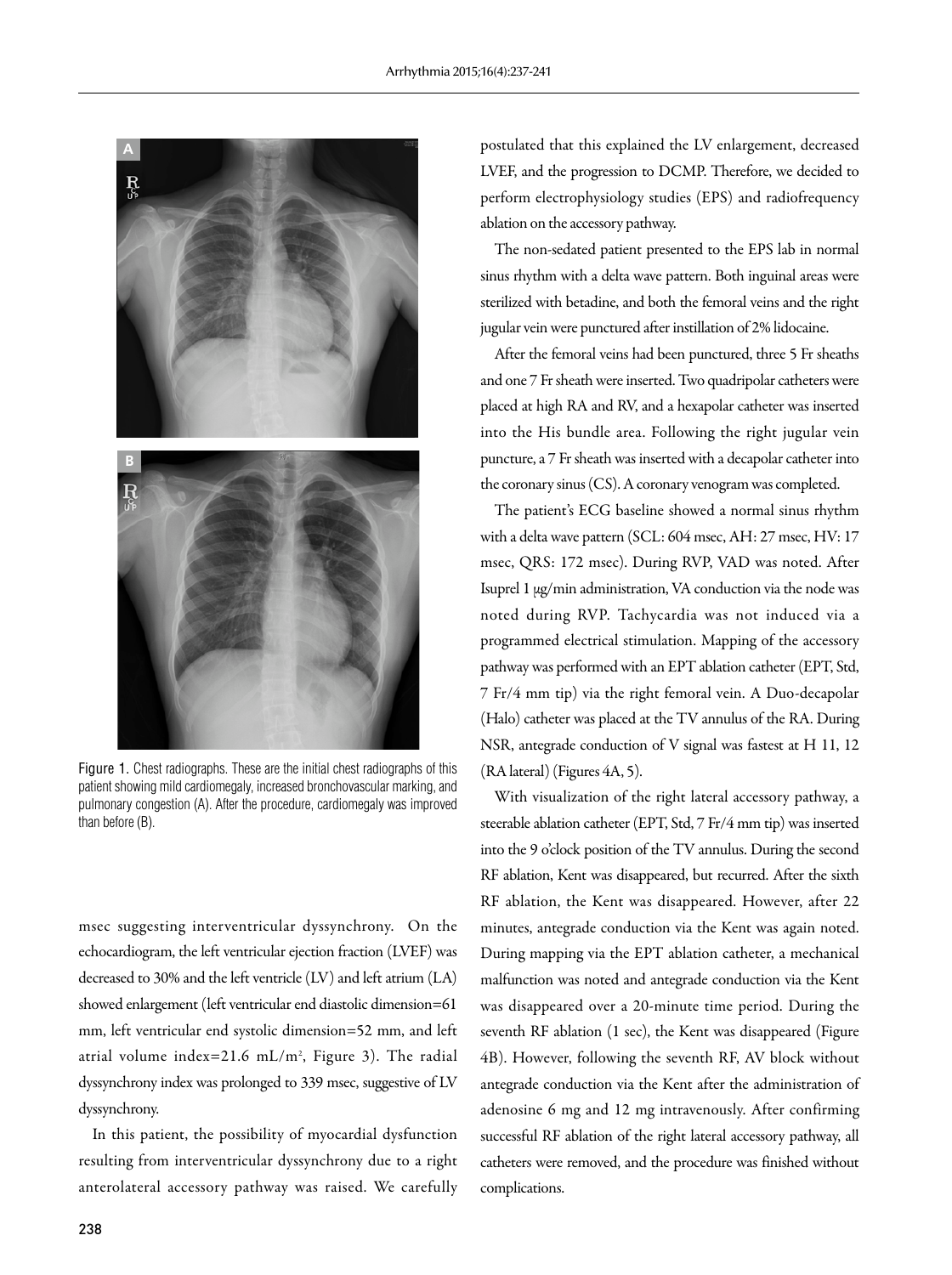Figure 1. Chest radiographs. These are the initial chest radiographs of this patient showing mild cardiomegaly, increased bronchovascular marking, and pulmonary congestion (A). After the procedure, cardiomegaly was improved than before (B).

msec suggesting interventricular dyssynchrony. On the echocardiogram, the left ventricular ejection fraction (LVEF) was decreased to 30% and the left ventricle (LV) and left atrium (LA) showed enlargement (left ventricular end diastolic dimension=61 mm, left ventricular end systolic dimension=52 mm, and left atrial volume index=21.6 mL/m$^2$, Figure 3). The radial dyssynchrony index was prolonged to 339 msec, suggestive of LV dyssynchrony.

In this patient, the possibility of myocardial dysfunction resulting from interventricular dyssynchrony due to a right anterolateral accessory pathway was raised. We carefully postulated that this explained the LV enlargement, decreased LVEF, and the progression to DCMP. Therefore, we decided to perform electrophysiology studies (EPS) and radiofrequency ablation on the accessory pathway.

The non-sedated patient presented to the EPS lab in normal sinus rhythm with a delta wave pattern. Both inguinal areas were sterilized with betadine, and both the femoral veins and the right jugular vein were punctured after instillation of 2% lidocaine.

After the femoral veins had been punctured, three 5 Fr sheaths and one 7 Fr sheath were inserted. Two quadripolar catheters were placed at high RA and RV, and a hexapolar catheter was inserted into the His bundle area. Following the right jugular vein puncture, a 7 Fr sheath was inserted with a decapolar catheter into the coronary sinus (CS). A coronary venogram was completed.

The patient's ECG baseline showed a normal sinus rhythm with a delta wave pattern (SCL: 604 msec, AH: 27 msec, HV: 17 msec, QRS: 172 msec). During RVP, VAD was noted. After Isuprel 1 μg/min administration, VA conduction via the node was noted during RVP. Tachycardia was not induced via a programmed electrical stimulation. Mapping of the accessory pathway was performed with an EPT ablation catheter (EPT, Std, 7 Fr/4 mm tip) via the right femoral vein. A Duo-decapolar (Halo) catheter was placed at the TV annulus of the RA. During NSR, antegrade conduction of V signal was fastest at H 11, 12 (RA lateral) (Figures 4A, 5).

With visualization of the right lateral accessory pathway, a steerable ablation catheter (EPT, Std, 7 Fr/4 mm tip) was inserted into the 9 o'clock position of the TV annulus. During the second RF ablation, Kent was disappeared, but recurred. After the sixth RF ablation, the Kent was disappeared. However, after 22 minutes, antegrade conduction via the Kent was again noted. During mapping via the EPT ablation catheter, a mechanical malfunction was noted and antegrade conduction via the Kent was disappeared over a 20-minute time period. During the seventh RF ablation (1 sec), the Kent was disappeared (Figure 4B). However, following the seventh RF, AV block without antegrade conduction via the Kent after the administration of adenosine 6 mg and 12 mg intravenously. After confirming successful RF ablation of the right lateral accessory pathway, all catheters were removed, and the procedure was finished without complications.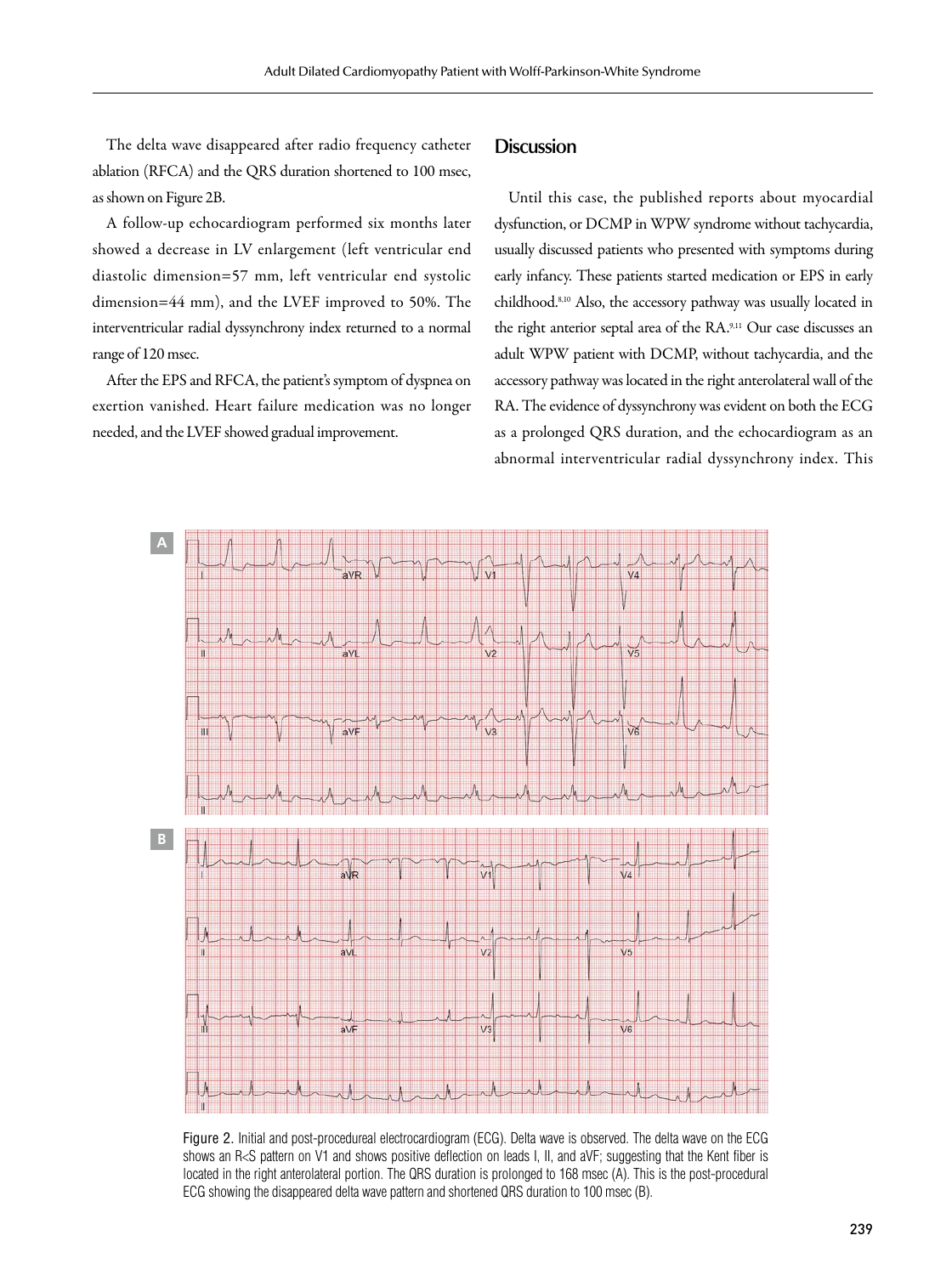The delta wave disappeared after radio frequency catheter ablation (RFCA) and the QRS duration shortened to 100 msec, as shown on Figure 2B.

A follow-up echocardiogram performed six months later showed a decrease in LV enlargement (left ventricular end diastolic dimension=57 mm, left ventricular end systolic dimension=44 mm), and the LVEF improved to 50%. The interventricular radial dyssynchrony index returned to a normal range of 120 msec.

After the EPS and RFCA, the patient's symptom of dyspnea on exertion vanished. Heart failure medication was no longer needed, and the LVEF showed gradual improvement.

## Discussion

Until this case, the published reports about myocardial dysfunction, or DCMP in WPW syndrome without tachycardia, usually discussed patients who presented with symptoms during early infancy. These patients started medication or EPS in early childhood.[8,10] Also, the accessory pathway was usually located in the right anterior septal area of the RA.[9,11] Our case discusses an adult WPW patient with DCMP, without tachycardia, and the accessory pathway was located in the right anterolateral wall of the RA. The evidence of dyssynchrony was evident on both the ECG as a prolonged QRS duration, and the echocardiogram as an abnormal interventricular radial dyssynchrony index. This

Figure 2. Initial and post-procedureal electrocardiogram (ECG). Delta wave is observed. The delta wave on the ECG shows an R<S pattern on V1 and shows positive deflection on leads I, II, and aVF; suggesting that the Kent fiber is located in the right anterolateral portion. The QRS duration is prolonged to 168 msec (A). This is the post-procedural ECG showing the disappeared delta wave pattern and shortened QRS duration to 100 msec (B).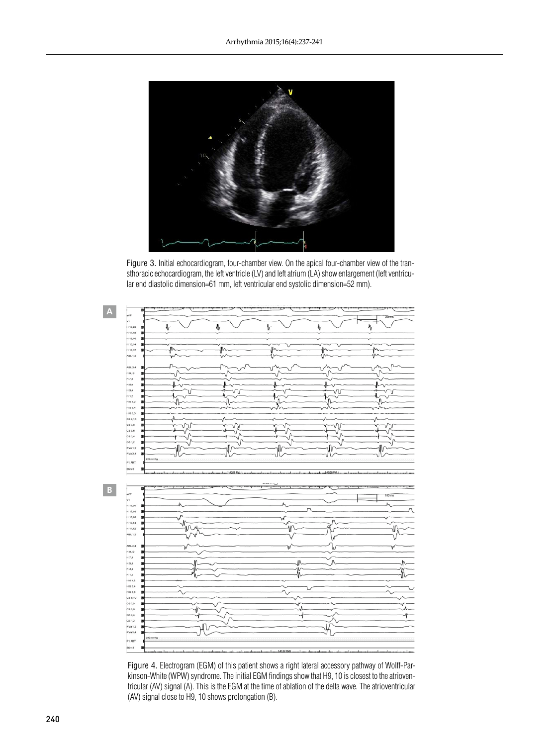Figure 3. Initial echocardiogram, four-chamber view. On the apical four-chamber view of the transthoracic echocardiogram, the left ventricle (LV) and left atrium (LA) show enlargement (left ventricular end diastolic dimension=61 mm, left ventricular end systolic dimension=52 mm).

Figure 4. Electrogram (EGM) of this patient shows a right lateral accessory pathway of Wolff-Parkinson-White (WPW) syndrome. The initial EGM findings show that H9, 10 is closest to the atrioventricular (AV) signal (A). This is the EGM at the time of ablation of the delta wave. The atrioventricular (AV) signal close to H9, 10 shows prolongation (B).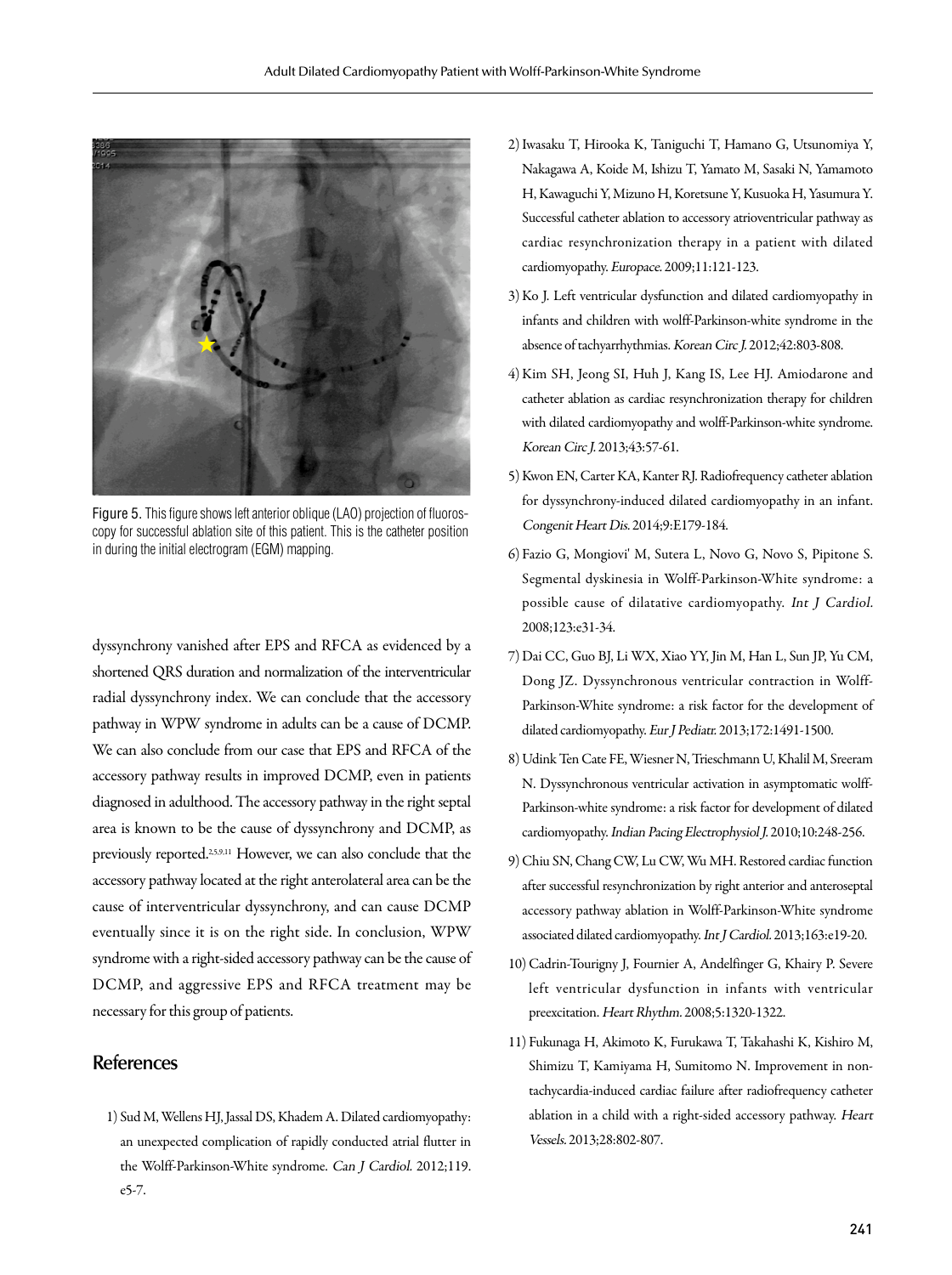Figure 5. This figure shows left anterior oblique (LAO) projection of fluoroscopy for successful ablation site of this patient. This is the catheter position in during the initial electrogram (EGM) mapping.

dyssynchrony vanished after EPS and RFCA as evidenced by a shortened QRS duration and normalization of the interventricular radial dyssynchrony index. We can conclude that the accessory pathway in WPW syndrome in adults can be a cause of DCMP. We can also conclude from our case that EPS and RFCA of the accessory pathway results in improved DCMP, even in patients diagnosed in adulthood. The accessory pathway in the right septal area is known to be the cause of dyssynchrony and DCMP, as previously reported.[2,5,9,11] However, we can also conclude that the accessory pathway located at the right anterolateral area can be the cause of interventricular dyssynchrony, and can cause DCMP eventually since it is on the right side. In conclusion, WPW syndrome with a right-sided accessory pathway can be the cause of DCMP, and aggressive EPS and RFCA treatment may be necessary for this group of patients.

## References

1) Sud M, Wellens HJ, Jassal DS, Khadem A. Dilated cardiomyopathy: an unexpected complication of rapidly conducted atrial flutter in the Wolff-Parkinson-White syndrome. *Can J Cardiol.* 2012;119.e5-7.

2) Iwasaku T, Hirooka K, Taniguchi T, Hamano G, Utsunomiya Y, Nakagawa A, Koide M, Ishizu T, Yamato M, Sasaki N, Yamamoto H, Kawaguchi Y, Mizuno H, Koretsune Y, Kusuoka H, Yasumura Y. Successful catheter ablation to accessory atrioventricular pathway as cardiac resynchronization therapy in a patient with dilated cardiomyopathy. *Europace.* 2009;11:121-123.

3) Ko J. Left ventricular dysfunction and dilated cardiomyopathy in infants and children with wolff-Parkinson-white syndrome in the absence of tachyarrhythmias. *Korean Circ J.* 2012;42:803-808.

4) Kim SH, Jeong SI, Huh J, Kang IS, Lee HJ. Amiodarone and catheter ablation as cardiac resynchronization therapy for children with dilated cardiomyopathy and wolff-Parkinson-white syndrome. *Korean Circ J.* 2013;43:57-61.

5) Kwon EN, Carter KA, Kanter RJ. Radiofrequency catheter ablation for dyssynchrony-induced dilated cardiomyopathy in an infant. *Congenit Heart Dis.* 2014;9:E179-184.

6) Fazio G, Mongiovi' M, Sutera L, Novo G, Novo S, Pipitone S. Segmental dyskinesia in Wolff-Parkinson-White syndrome: a possible cause of dilatative cardiomyopathy. *Int J Cardiol.* 2008;123:e31-34.

7) Dai CC, Guo BJ, Li WX, Xiao YY, Jin M, Han L, Sun JP, Yu CM, Dong JZ. Dyssynchronous ventricular contraction in Wolff-Parkinson-White syndrome: a risk factor for the development of dilated cardiomyopathy. *Eur J Pediatr.* 2013;172:1491-1500.

8) Udink Ten Cate FE, Wiesner N, Trieschmann U, Khalil M, Sreeram N. Dyssynchronous ventricular activation in asymptomatic wolff-Parkinson-white syndrome: a risk factor for development of dilated cardiomyopathy. *Indian Pacing Electrophysiol J.* 2010;10:248-256.

9) Chiu SN, Chang CW, Lu CW, Wu MH. Restored cardiac function after successful resynchronization by right anterior and anteroseptal accessory pathway ablation in Wolff-Parkinson-White syndrome associated dilated cardiomyopathy. *Int J Cardiol.* 2013;163:e19-20.

10) Cadrin-Tourigny J, Fournier A, Andelfinger G, Khairy P. Severe left ventricular dysfunction in infants with ventricular preexcitation. *Heart Rhythm.* 2008;5:1320-1322.

11) Fukunaga H, Akimoto K, Furukawa T, Takahashi K, Kishiro M, Shimizu T, Kamiyama H, Sumitomo N. Improvement in non-tachycardia-induced cardiac failure after radiofrequency catheter ablation in a child with a right-sided accessory pathway. *Heart Vessels.* 2013;28:802-807.